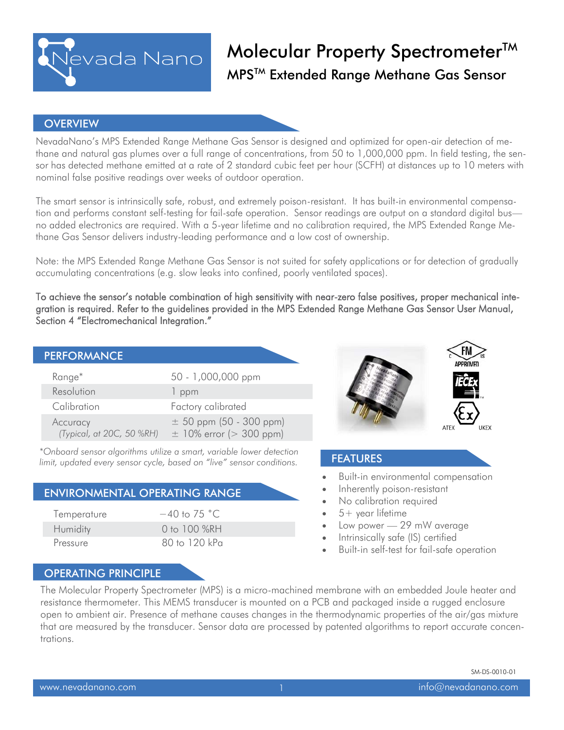# Molecular Property Spectrometer™

## MPS™ Extended Range Methane Gas Sensor

## OVERVIEW

NevadaNano's MPS Extended Range Methane Gas Sensor is designed and optimized for open-air detection of methane and natural gas plumes over a full range of concentrations, from 50 to 1,000,000 ppm. In field testing, the sensor has detected methane emitted at a rate of 2 standard cubic feet per hour (SCFH) at distances up to 10 meters with nominal false positive readings over weeks of outdoor operation.

The smart sensor is intrinsically safe, robust, and extremely poison-resistant. It has built-in environmental compensation and performs constant self-testing for fail-safe operation. Sensor readings are output on a standard digital bus—no added electronics are required. With a 5-year lifetime and no calibration required, the MPS Extended Range Methane Gas Sensor delivers industry-leading performance and a low cost of ownership.

Note: the MPS Extended Range Methane Gas Sensor is not suited for safety applications or for detection of gradually accumulating concentrations (e.g. slow leaks into confined, poorly ventilated spaces).

To achieve the sensor's notable combination of high sensitivity with near-zero false positives, proper mechanical integration is required. Refer to the guidelines provided in the MPS Extended Range Methane Gas Sensor User Manual, Section 4 "Electromechanical Integration."

## PERFORMANCE

| | |
|---|---|
| Range* | 50 - 1,000,000 ppm |
| Resolution | 1 ppm |
| Calibration | Factory calibrated |
| Accuracy *(Typical, at 20C, 50 %RH)* | ± 50 ppm (50 - 300 ppm)<br>± 10% error (> 300 ppm) |

*\*Onboard sensor algorithms utilize a smart, variable lower detection limit, updated every sensor cycle, based on "live" sensor conditions.*

## ENVIRONMENTAL OPERATING RANGE

| | |
|---|---|
| Temperature | −40 to 75 °C |
| Humidity | 0 to 100 %RH |
| Pressure | 80 to 120 kPa |

FM APPROVED (C US) · IECEx · ATEX · UKEX

## FEATURES

- Built-in environmental compensation
- Inherently poison-resistant
- No calibration required
- 5+ year lifetime
- Low power — 29 mW average
- Intrinsically safe (IS) certified
- Built-in self-test for fail-safe operation

## OPERATING PRINCIPLE

The Molecular Property Spectrometer (MPS) is a micro-machined membrane with an embedded Joule heater and resistance thermometer. This MEMS transducer is mounted on a PCB and packaged inside a rugged enclosure open to ambient air. Presence of methane causes changes in the thermodynamic properties of the air/gas mixture that are measured by the transducer. Sensor data are processed by patented algorithms to report accurate concentrations.

SM-DS-0010-01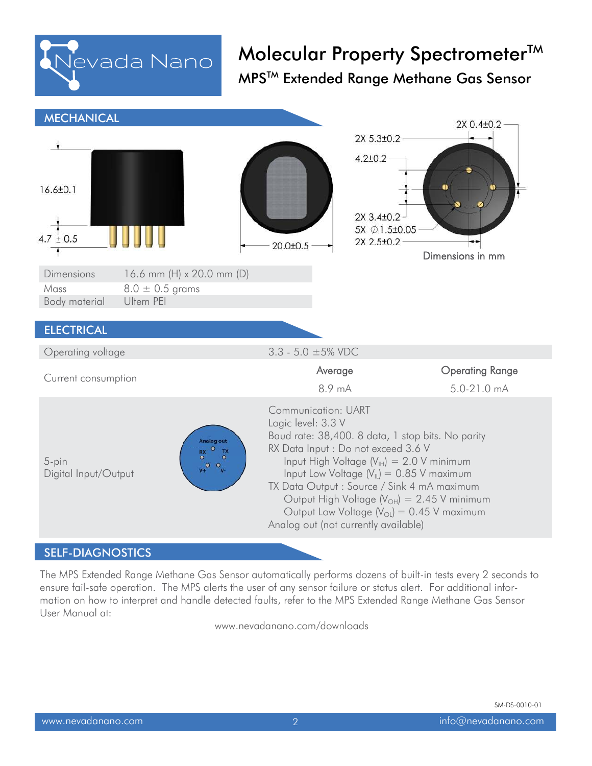# Molecular Property Spectrometer™

## MPS™ Extended Range Methane Gas Sensor

## MECHANICAL

16.6±0.1

4.7 ± 0.5

20.0±0.5

2X 0.4±0.2

2X 5.3±0.2

4.2±0.2

2X 3.4±0.2

5X ∅1.5±0.05

2X 2.5±0.2

Dimensions in mm

| | |
|---|---|
| Dimensions | 16.6 mm (H) x 20.0 mm (D) |
| Mass | 8.0 ± 0.5 grams |
| Body material | Ultem PEI |

## ELECTRICAL

| | | |
|---|---|---|
| Operating voltage | 3.3 - 5.0 ±5% VDC | |
| Current consumption | Average | Operating Range |
| | 8.9 mA | 5.0-21.0 mA |

5-pin Digital Input/Output

Analog out, RX, TX, V+, V-

Communication: UART
Logic level: 3.3 V
Baud rate: 38,400. 8 data, 1 stop bits. No parity
RX Data Input : Do not exceed 3.6 V
- Input High Voltage ($V_{IH}$) = 2.0 V minimum
- Input Low Voltage ($V_{IL}$) = 0.85 V maximum

TX Data Output : Source / Sink 4 mA maximum
- Output High Voltage ($V_{OH}$) = 2.45 V minimum
- Output Low Voltage ($V_{OL}$) = 0.45 V maximum

Analog out (not currently available)

## SELF-DIAGNOSTICS

The MPS Extended Range Methane Gas Sensor automatically performs dozens of built-in tests every 2 seconds to ensure fail-safe operation. The MPS alerts the user of any sensor failure or status alert. For additional information on how to interpret and handle detected faults, refer to the MPS Extended Range Methane Gas Sensor User Manual at:

www.nevadanano.com/downloads

SM-DS-0010-01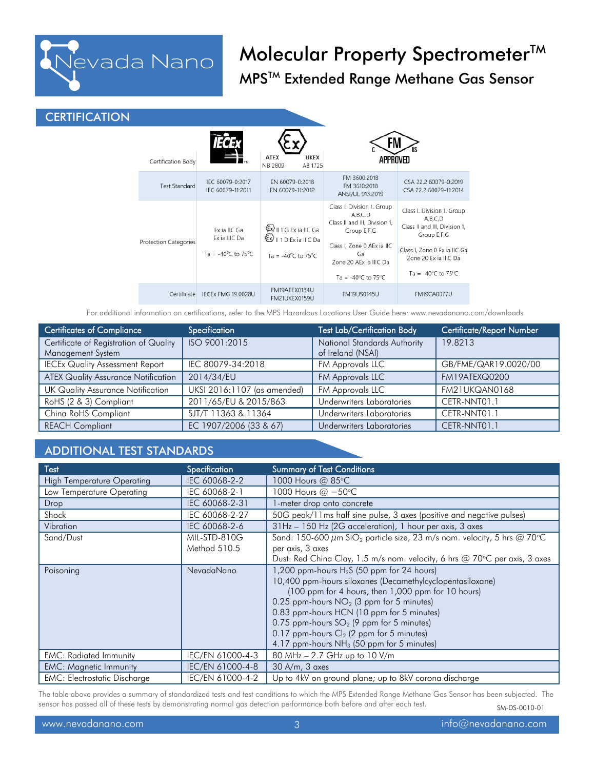# Molecular Property Spectrometer™

## MPS™ Extended Range Methane Gas Sensor

## CERTIFICATION

| Certification Body | IECEx | ATEX NB 2809 / UKEX AB 1725 | FM APPROVED (US) | FM APPROVED (C) |
|---|---|---|---|---|
| Test Standard | IEC 60079-0:2017<br>IEC 60079-11:2011 | EN 60079-0:2018<br>EN 60079-11:2012 | FM 3600:2018<br>FM 3610:2018<br>ANSI/UL 913:2019 | CSA 22.2 60079-0:2019<br>CSA 22.2 60079-11:2014 |
| Protection Categories | Ex ia IIC Ga<br>Ex ia IIIC Da<br><br>Ta = -40°C to 75°C | Ex II 1 G Ex ia IIC Ga<br>Ex II 1 D Ex ia IIIC Da<br><br>Ta = -40°C to 75°C | Class I, Division 1, Group A,B,C,D<br>Class II and III, Division 1, Group E,F,G<br><br>Class I, Zone 0 AEx ia IIC Ga<br>Zone 20 AEx ia IIIC Da<br><br>Ta = -40°C to 75°C | Class I, Division 1, Group A,B,C,D<br>Class II and III, Division 1, Group E,F,G<br><br>Class I, Zone 0 Ex ia IIC Ga<br>Zone 20 Ex ia IIIC Da<br><br>Ta = -40°C to 75°C |
| Certificate | IECEx FMG 19.0028U | FM19ATEX0184U<br>FM21UKEX0159U | FM19US0145U | FM19CA0077U |

For additional information on certifications, refer to the MPS Hazardous Locations User Guide here: www.nevadanano.com/downloads

| Certificates of Compliance | Specification | Test Lab/Certification Body | Certificate/Report Number |
|---|---|---|---|
| Certificate of Registration of Quality Management System | ISO 9001:2015 | National Standards Authority of Ireland (NSAI) | 19.8213 |
| IECEx Quality Assessment Report | IEC 80079-34:2018 | FM Approvals LLC | GB/FME/QAR19.0020/00 |
| ATEX Quality Assurance Notification | 2014/34/EU | FM Approvals LLC | FM19ATEXQ0200 |
| UK Quality Assurance Notification | UKSI 2016:1107 (as amended) | FM Approvals LLC | FM21UKQAN0168 |
| RoHS (2 & 3) Compliant | 2011/65/EU & 2015/863 | Underwriters Laboratories | CETR-NNT01.1 |
| China RoHS Compliant | SJ/T 11363 & 11364 | Underwriters Laboratories | CETR-NNT01.1 |
| REACH Compliant | EC 1907/2006 (33 & 67) | Underwriters Laboratories | CETR-NNT01.1 |

## ADDITIONAL TEST STANDARDS

| Test | Specification | Summary of Test Conditions |
|---|---|---|
| High Temperature Operating | IEC 60068-2-2 | 1000 Hours @ 85°C |
| Low Temperature Operating | IEC 60068-2-1 | 1000 Hours @ −50°C |
| Drop | IEC 60068-2-31 | 1-meter drop onto concrete |
| Shock | IEC 60068-2-27 | 50G peak/11ms half sine pulse, 3 axes (positive and negative pulses) |
| Vibration | IEC 60068-2-6 | 31Hz – 150 Hz (2G acceleration), 1 hour per axis, 3 axes |
| Sand/Dust | MIL-STD-810G Method 510.5 | Sand: 150-600 $\mu$m $SiO_2$ particle size, 23 m/s nom. velocity, 5 hrs @ 70°C per axis, 3 axes<br>Dust: Red China Clay, 1.5 m/s nom. velocity, 6 hrs @ 70°C per axis, 3 axes |
| Poisoning | NevadaNano | 1,200 ppm-hours $H_2S$ (50 ppm for 24 hours)<br>10,400 ppm-hours siloxanes (Decamethylcyclopentasiloxane) (100 ppm for 4 hours, then 1,000 ppm for 10 hours)<br>0.25 ppm-hours $NO_2$ (3 ppm for 5 minutes)<br>0.83 ppm-hours HCN (10 ppm for 5 minutes)<br>0.75 ppm-hours $SO_2$ (9 ppm for 5 minutes)<br>0.17 ppm-hours $Cl_2$ (2 ppm for 5 minutes)<br>4.17 ppm-hours $NH_3$ (50 ppm for 5 minutes) |
| EMC: Radiated Immunity | IEC/EN 61000-4-3 | 80 MHz – 2.7 GHz up to 10 V/m |
| EMC: Magnetic Immunity | IEC/EN 61000-4-8 | 30 A/m, 3 axes |
| EMC: Electrostatic Discharge | IEC/EN 61000-4-2 | Up to 4kV on ground plane; up to 8kV corona discharge |

The table above provides a summary of standardized tests and test conditions to which the MPS Extended Range Methane Gas Sensor has been subjected. The sensor has passed all of these tests by demonstrating normal gas detection performance both before and after each test.

SM-DS-0010-01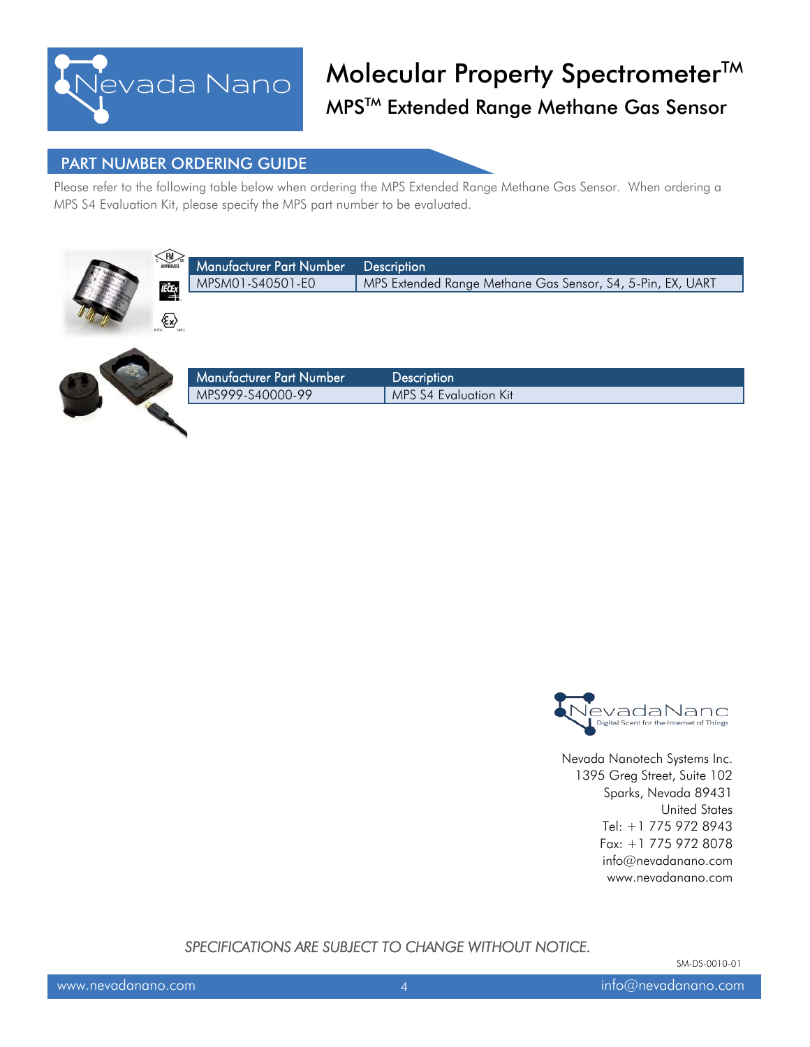## PART NUMBER ORDERING GUIDE

Please refer to the following table below when ordering the MPS Extended Range Methane Gas Sensor. When ordering a MPS S4 Evaluation Kit, please specify the MPS part number to be evaluated.

| Manufacturer Part Number | Description |
| --- | --- |
| MPSM01-S40501-E0 | MPS Extended Range Methane Gas Sensor, S4, 5-Pin, EX, UART |

| Manufacturer Part Number | Description |
| --- | --- |
| MPS999-S40000-99 | MPS S4 Evaluation Kit |

NevadaNano
Digital Scent for the Internet of Things

Nevada Nanotech Systems Inc.
1395 Greg Street, Suite 102
Sparks, Nevada 89431
United States
Tel: +1 775 972 8943
Fax: +1 775 972 8078
info@nevadanano.com
www.nevadanano.com

*SPECIFICATIONS ARE SUBJECT TO CHANGE WITHOUT NOTICE.*

SM-DS-0010-01